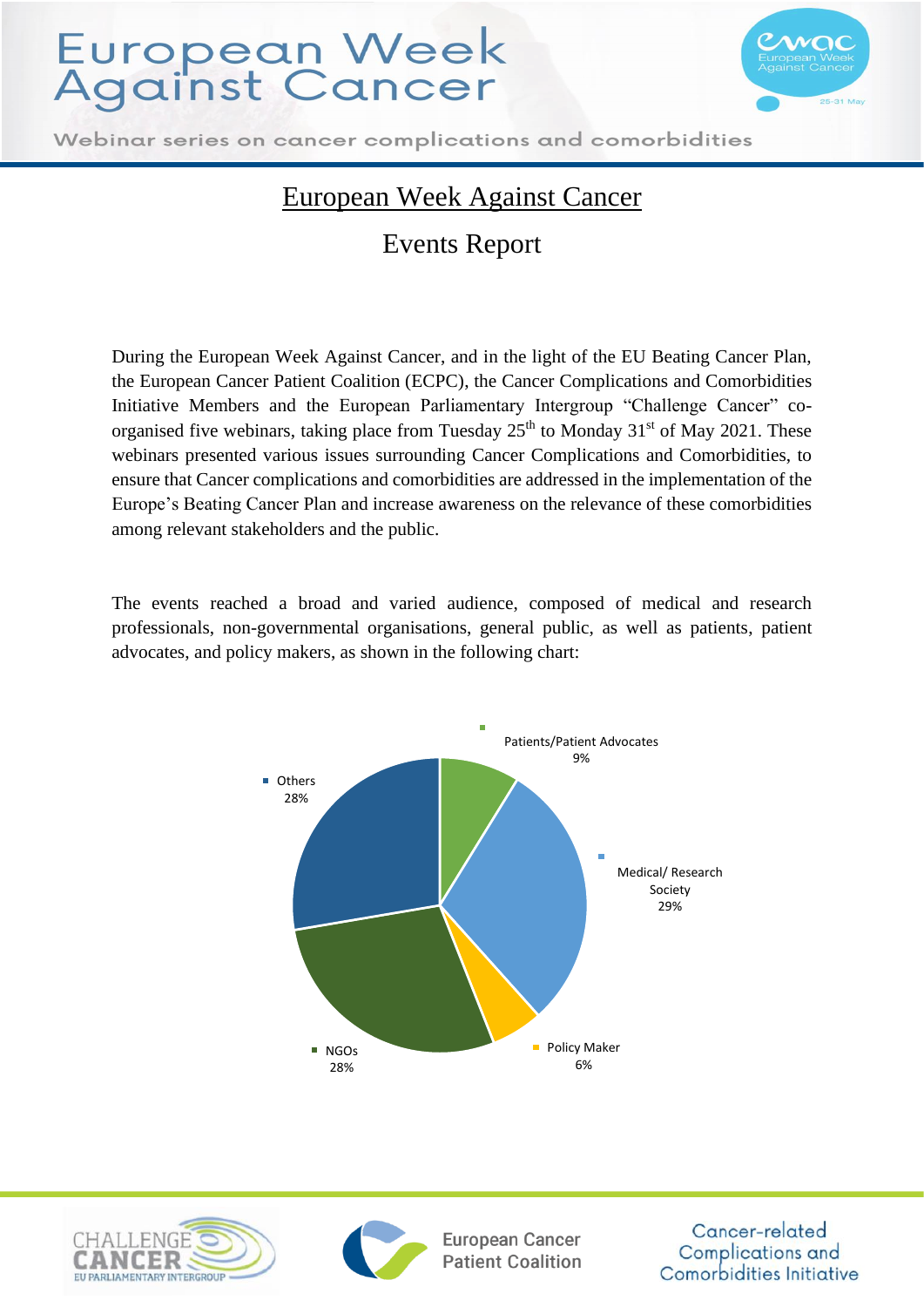# European Week Against Cancer

## Events Report

During the European Week Against Cancer, and in the light of the EU Beating Cancer Plan, the European Cancer Patient Coalition (ECPC), the Cancer Complications and Comorbidities Initiative Members and the European Parliamentary Intergroup "Challenge Cancer" co-organised five webinars, taking place from Tuesday 25th to Monday 31st of May 2021. These webinars presented various issues surrounding Cancer Complications and Comorbidities, to ensure that Cancer complications and comorbidities are addressed in the implementation of the Europe's Beating Cancer Plan and increase awareness on the relevance of these comorbidities among relevant stakeholders and the public.

The events reached a broad and varied audience, composed of medical and research professionals, non-governmental organisations, general public, as well as patients, patient advocates, and policy makers, as shown in the following chart:

| Audience | Share |
|---|---|
| Patients/Patient Advocates | 9% |
| Medical/ Research Society | 29% |
| Policy Maker | 6% |
| NGOs | 28% |
| Others | 28% |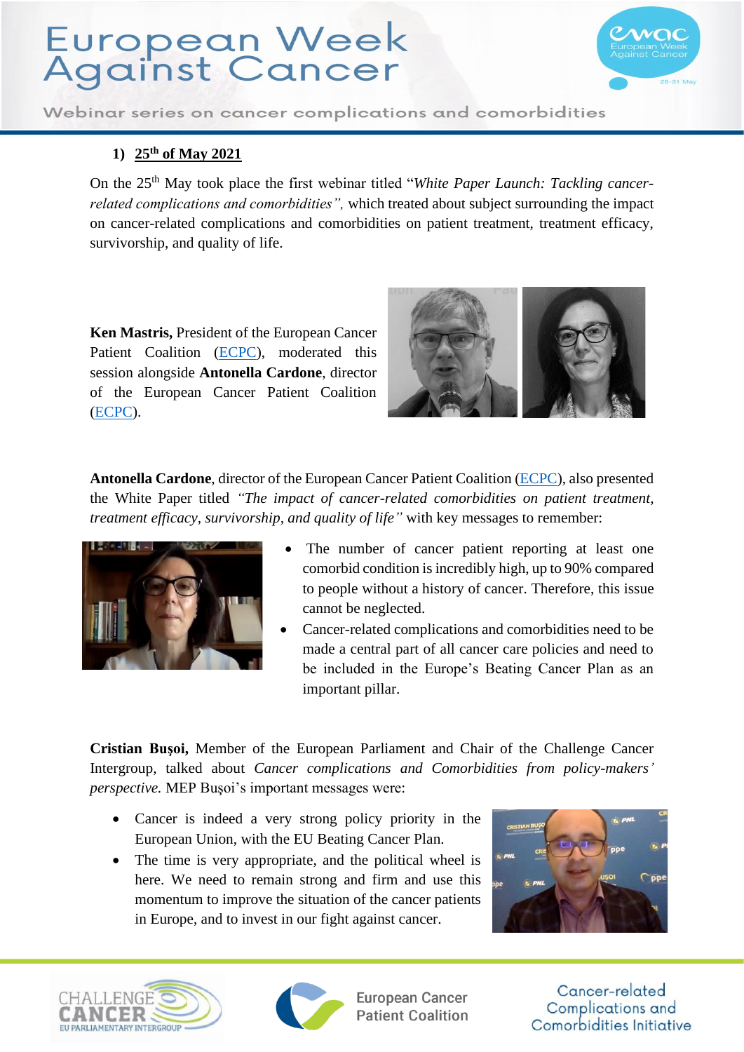## 1) 25th of May 2021

On the 25th May took place the first webinar titled "*White Paper Launch: Tackling cancer-related complications and comorbidities*", which treated about subject surrounding the impact on cancer-related complications and comorbidities on patient treatment, treatment efficacy, survivorship, and quality of life.

**Ken Mastris,** President of the European Cancer Patient Coalition (ECPC), moderated this session alongside **Antonella Cardone**, director of the European Cancer Patient Coalition (ECPC).

**Antonella Cardone**, director of the European Cancer Patient Coalition (ECPC), also presented the White Paper titled *"The impact of cancer-related comorbidities on patient treatment, treatment efficacy, survivorship, and quality of life"* with key messages to remember:

- The number of cancer patient reporting at least one comorbid condition is incredibly high, up to 90% compared to people without a history of cancer. Therefore, this issue cannot be neglected.
- Cancer-related complications and comorbidities need to be made a central part of all cancer care policies and need to be included in the Europe's Beating Cancer Plan as an important pillar.

**Cristian Bușoi,** Member of the European Parliament and Chair of the Challenge Cancer Intergroup, talked about *Cancer complications and Comorbidities from policy-makers' perspective.* MEP Bușoi's important messages were:

- Cancer is indeed a very strong policy priority in the European Union, with the EU Beating Cancer Plan.
- The time is very appropriate, and the political wheel is here. We need to remain strong and firm and use this momentum to improve the situation of the cancer patients in Europe, and to invest in our fight against cancer.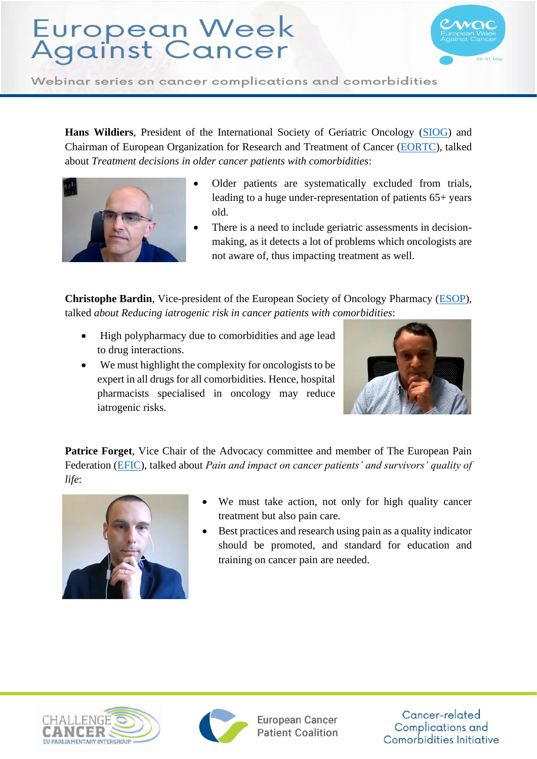**Hans Wildiers**, President of the International Society of Geriatric Oncology (SIOG) and Chairman of European Organization for Research and Treatment of Cancer (EORTC), talked about *Treatment decisions in older cancer patients with comorbidities*:

- Older patients are systematically excluded from trials, leading to a huge under-representation of patients 65+ years old.
- There is a need to include geriatric assessments in decision-making, as it detects a lot of problems which oncologists are not aware of, thus impacting treatment as well.

**Christophe Bardin**, Vice-president of the European Society of Oncology Pharmacy (ESOP), talked *about Reducing iatrogenic risk in cancer patients with comorbidities*:

- High polypharmacy due to comorbidities and age lead to drug interactions.
- We must highlight the complexity for oncologists to be expert in all drugs for all comorbidities. Hence, hospital pharmacists specialised in oncology may reduce iatrogenic risks.

**Patrice Forget**, Vice Chair of the Advocacy committee and member of The European Pain Federation (EFIC), talked about *Pain and impact on cancer patients' and survivors' quality of life*:

- We must take action, not only for high quality cancer treatment but also pain care.
- Best practices and research using pain as a quality indicator should be promoted, and standard for education and training on cancer pain are needed.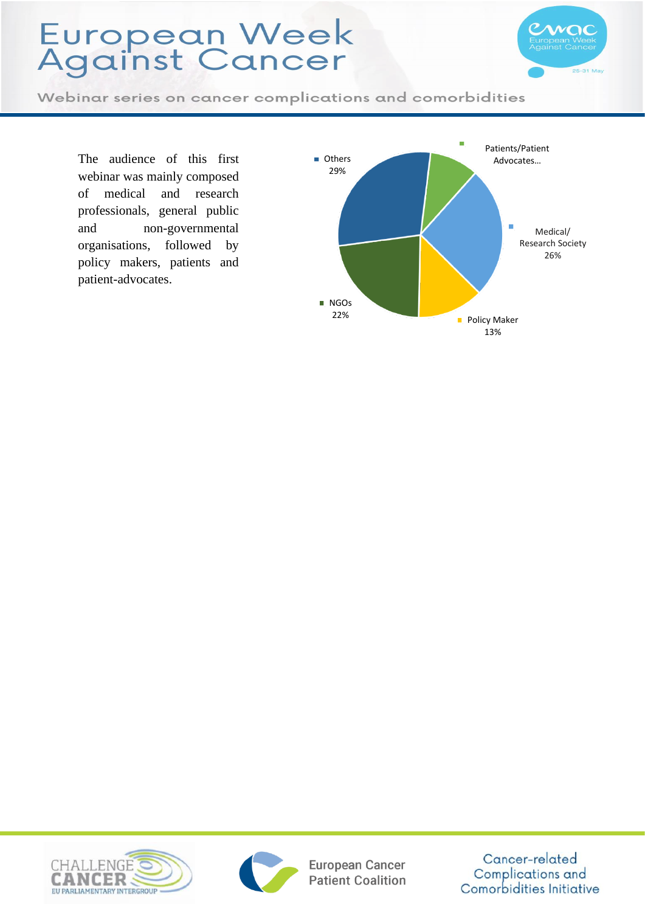The audience of this first webinar was mainly composed of medical and research professionals, general public and non-governmental organisations, followed by policy makers, patients and patient-advocates.

| Category | Share |
| --- | --- |
| Others | 29% |
| Patients/Patient Advocates… | |
| Medical/ Research Society | 26% |
| Policy Maker | 13% |
| NGOs | 22% |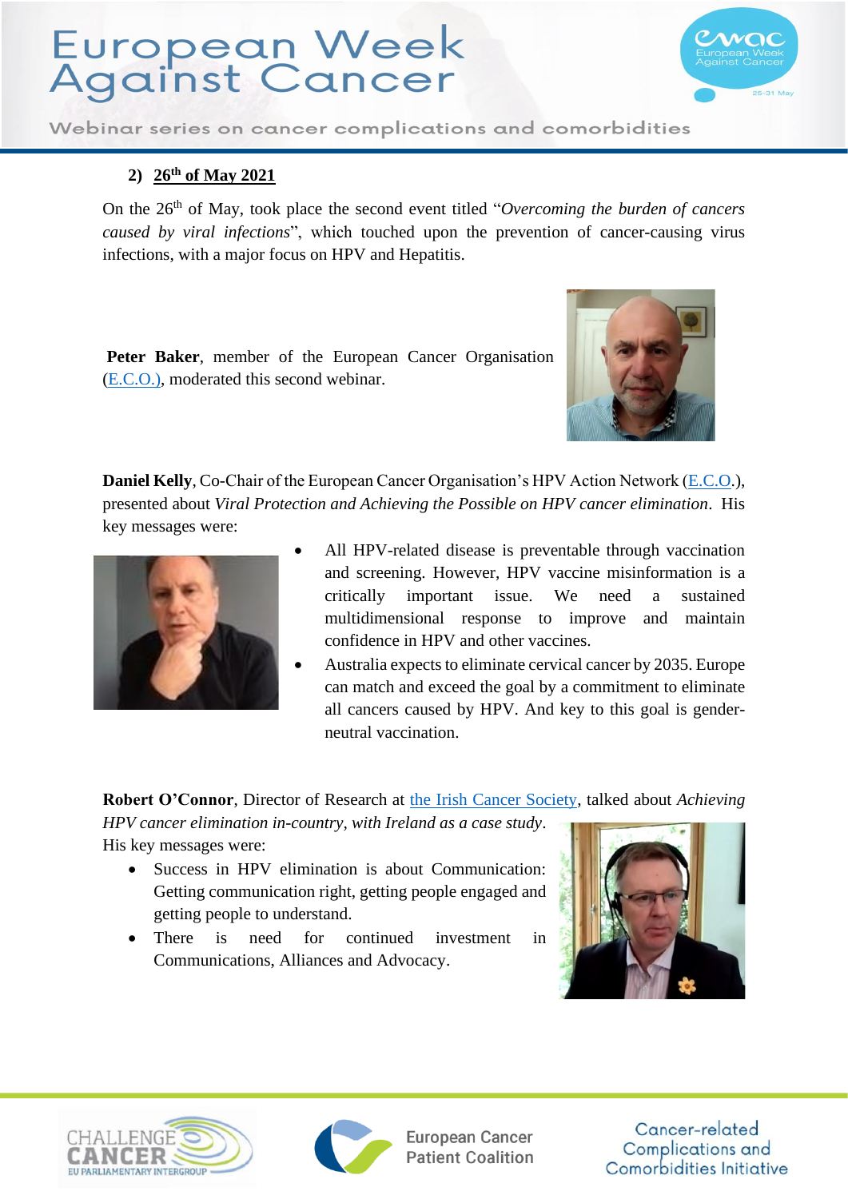2) **26th of May 2021**

On the 26th of May, took place the second event titled "*Overcoming the burden of cancers caused by viral infections*", which touched upon the prevention of cancer-causing virus infections, with a major focus on HPV and Hepatitis.

**Peter Baker**, member of the European Cancer Organisation (E.C.O.), moderated this second webinar.

**Daniel Kelly**, Co-Chair of the European Cancer Organisation's HPV Action Network (E.C.O.), presented about *Viral Protection and Achieving the Possible on HPV cancer elimination*. His key messages were:

- All HPV-related disease is preventable through vaccination and screening. However, HPV vaccine misinformation is a critically important issue. We need a sustained multidimensional response to improve and maintain confidence in HPV and other vaccines.
- Australia expects to eliminate cervical cancer by 2035. Europe can match and exceed the goal by a commitment to eliminate all cancers caused by HPV. And key to this goal is gender-neutral vaccination.

**Robert O'Connor**, Director of Research at the Irish Cancer Society, talked about *Achieving HPV cancer elimination in-country, with Ireland as a case study*. His key messages were:

- Success in HPV elimination is about Communication: Getting communication right, getting people engaged and getting people to understand.
- There is need for continued investment in Communications, Alliances and Advocacy.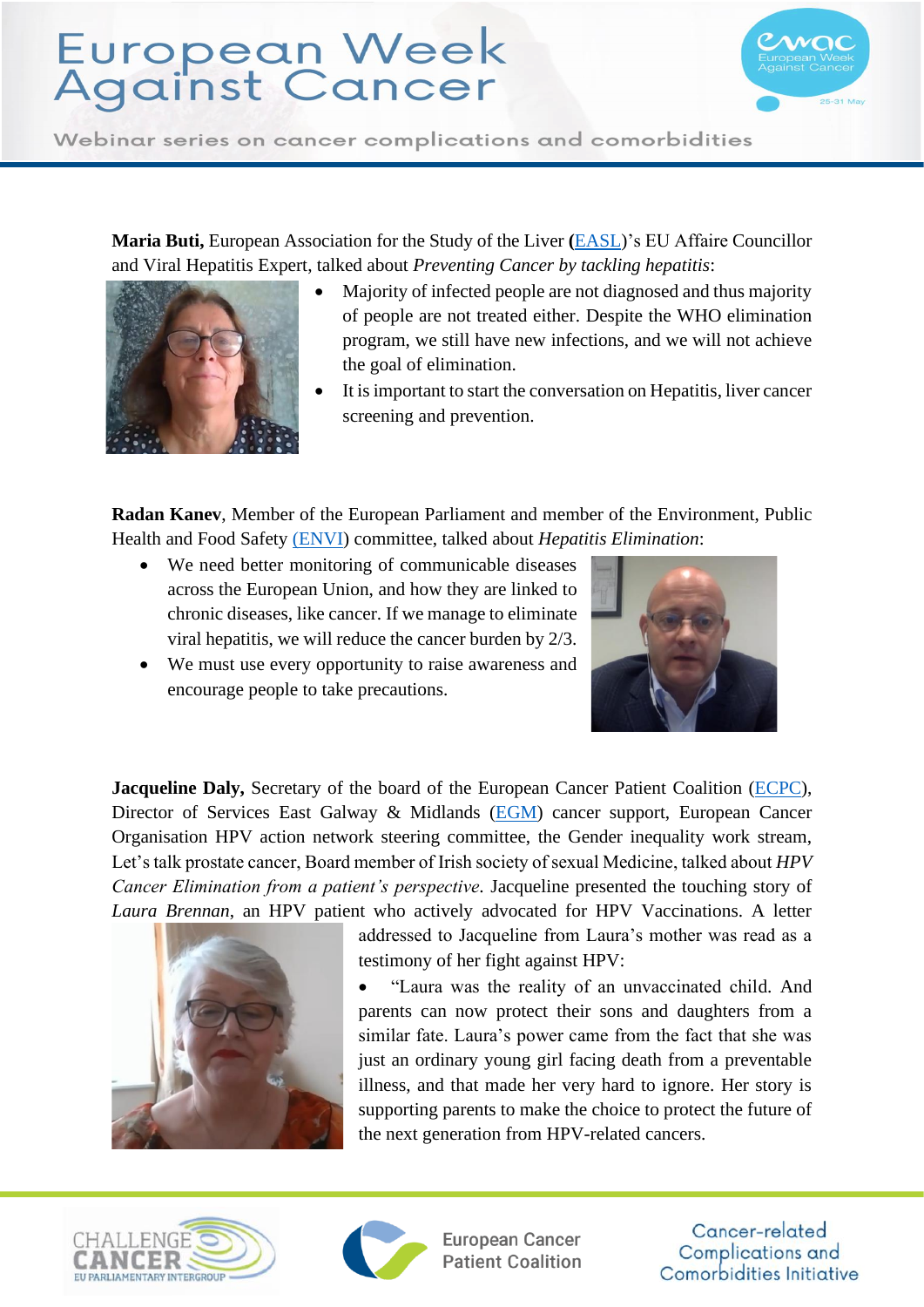**Maria Buti,** European Association for the Study of the Liver (EASL)'s EU Affaire Councillor and Viral Hepatitis Expert, talked about *Preventing Cancer by tackling hepatitis*:

- Majority of infected people are not diagnosed and thus majority of people are not treated either. Despite the WHO elimination program, we still have new infections, and we will not achieve the goal of elimination.
- It is important to start the conversation on Hepatitis, liver cancer screening and prevention.

**Radan Kanev**, Member of the European Parliament and member of the Environment, Public Health and Food Safety (ENVI) committee, talked about *Hepatitis Elimination*:

- We need better monitoring of communicable diseases across the European Union, and how they are linked to chronic diseases, like cancer. If we manage to eliminate viral hepatitis, we will reduce the cancer burden by 2/3.
- We must use every opportunity to raise awareness and encourage people to take precautions.

**Jacqueline Daly,** Secretary of the board of the European Cancer Patient Coalition (ECPC), Director of Services East Galway & Midlands (EGM) cancer support, European Cancer Organisation HPV action network steering committee, the Gender inequality work stream, Let's talk prostate cancer, Board member of Irish society of sexual Medicine, talked about *HPV Cancer Elimination from a patient's perspective*. Jacqueline presented the touching story of *Laura Brennan*, an HPV patient who actively advocated for HPV Vaccinations. A letter addressed to Jacqueline from Laura's mother was read as a testimony of her fight against HPV:

- "Laura was the reality of an unvaccinated child. And parents can now protect their sons and daughters from a similar fate. Laura's power came from the fact that she was just an ordinary young girl facing death from a preventable illness, and that made her very hard to ignore. Her story is supporting parents to make the choice to protect the future of the next generation from HPV-related cancers.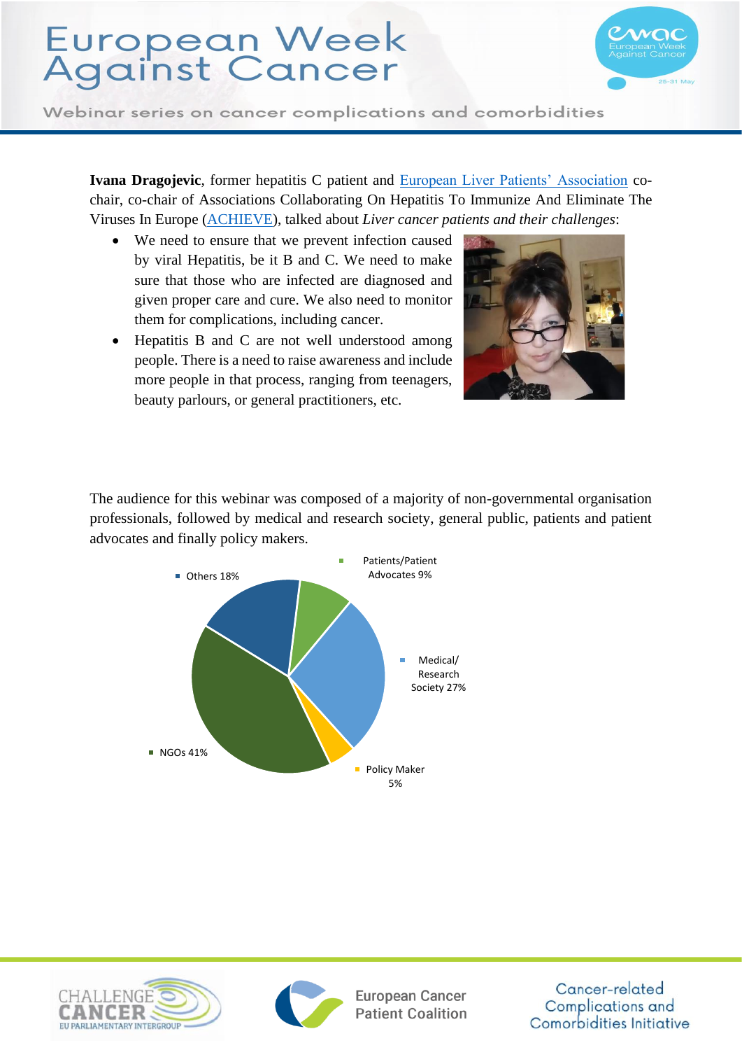**Ivana Dragojevic**, former hepatitis C patient and European Liver Patients' Association co-chair, co-chair of Associations Collaborating On Hepatitis To Immunize And Eliminate The Viruses In Europe (ACHIEVE), talked about *Liver cancer patients and their challenges*:

- We need to ensure that we prevent infection caused by viral Hepatitis, be it B and C. We need to make sure that those who are infected are diagnosed and given proper care and cure. We also need to monitor them for complications, including cancer.
- Hepatitis B and C are not well understood among people. There is a need to raise awareness and include more people in that process, ranging from teenagers, beauty parlours, or general practitioners, etc.

The audience for this webinar was composed of a majority of non-governmental organisation professionals, followed by medical and research society, general public, patients and patient advocates and finally policy makers.

- NGOs 41%
- Medical/ Research Society 27%
- Others 18%
- Patients/Patient Advocates 9%
- Policy Maker 5%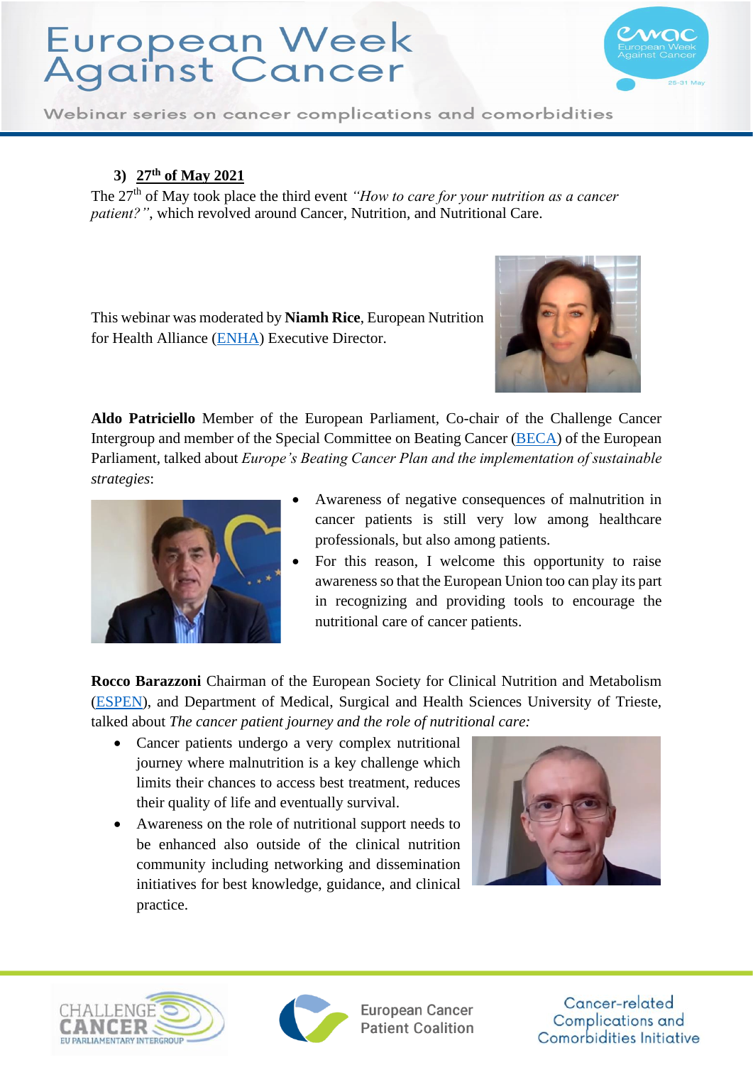3) **27th of May 2021**

The 27th of May took place the third event *"How to care for your nutrition as a cancer patient?"*, which revolved around Cancer, Nutrition, and Nutritional Care.

This webinar was moderated by **Niamh Rice**, European Nutrition for Health Alliance (ENHA) Executive Director.

**Aldo Patriciello** Member of the European Parliament, Co-chair of the Challenge Cancer Intergroup and member of the Special Committee on Beating Cancer (BECA) of the European Parliament, talked about *Europe's Beating Cancer Plan and the implementation of sustainable strategies*:

- Awareness of negative consequences of malnutrition in cancer patients is still very low among healthcare professionals, but also among patients.
- For this reason, I welcome this opportunity to raise awareness so that the European Union too can play its part in recognizing and providing tools to encourage the nutritional care of cancer patients.

**Rocco Barazzoni** Chairman of the European Society for Clinical Nutrition and Metabolism (ESPEN), and Department of Medical, Surgical and Health Sciences University of Trieste, talked about *The cancer patient journey and the role of nutritional care:*

- Cancer patients undergo a very complex nutritional journey where malnutrition is a key challenge which limits their chances to access best treatment, reduces their quality of life and eventually survival.
- Awareness on the role of nutritional support needs to be enhanced also outside of the clinical nutrition community including networking and dissemination initiatives for best knowledge, guidance, and clinical practice.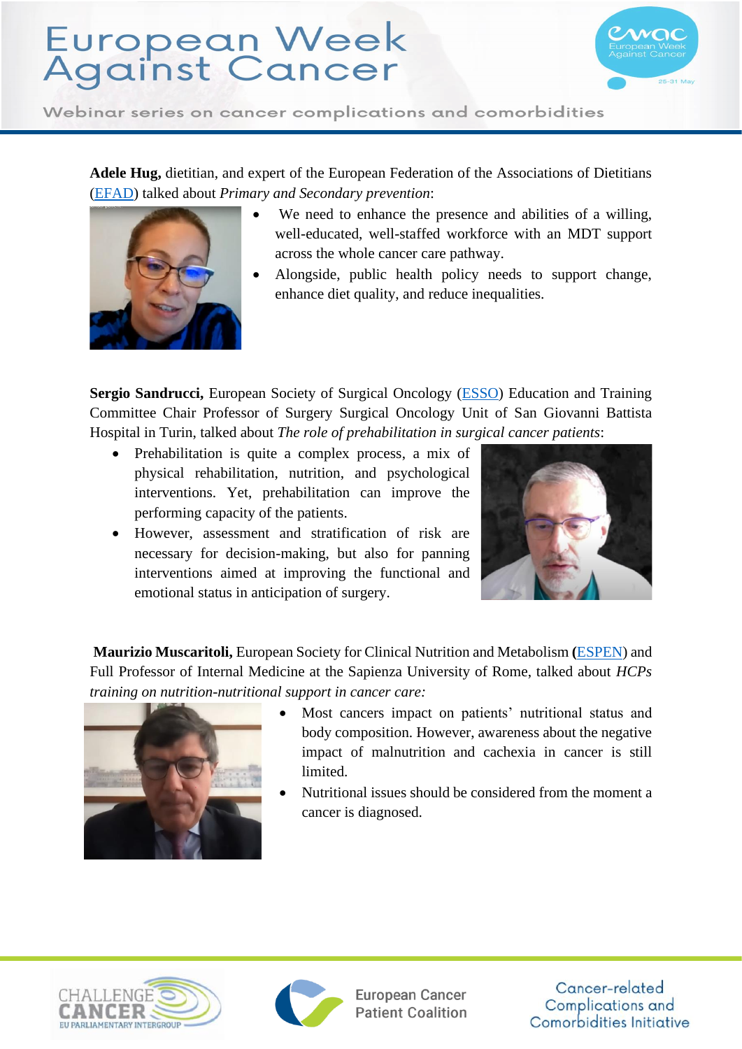**Adele Hug,** dietitian, and expert of the European Federation of the Associations of Dietitians (EFAD) talked about *Primary and Secondary prevention*:

- We need to enhance the presence and abilities of a willing, well-educated, well-staffed workforce with an MDT support across the whole cancer care pathway.
- Alongside, public health policy needs to support change, enhance diet quality, and reduce inequalities.

**Sergio Sandrucci,** European Society of Surgical Oncology (ESSO) Education and Training Committee Chair Professor of Surgery Surgical Oncology Unit of San Giovanni Battista Hospital in Turin, talked about *The role of prehabilitation in surgical cancer patients*:

- Prehabilitation is quite a complex process, a mix of physical rehabilitation, nutrition, and psychological interventions. Yet, prehabilitation can improve the performing capacity of the patients.
- However, assessment and stratification of risk are necessary for decision-making, but also for panning interventions aimed at improving the functional and emotional status in anticipation of surgery.

**Maurizio Muscaritoli,** European Society for Clinical Nutrition and Metabolism **(**ESPEN) and Full Professor of Internal Medicine at the Sapienza University of Rome, talked about *HCPs training on nutrition-nutritional support in cancer care:*

- Most cancers impact on patients' nutritional status and body composition. However, awareness about the negative impact of malnutrition and cachexia in cancer is still limited.
- Nutritional issues should be considered from the moment a cancer is diagnosed.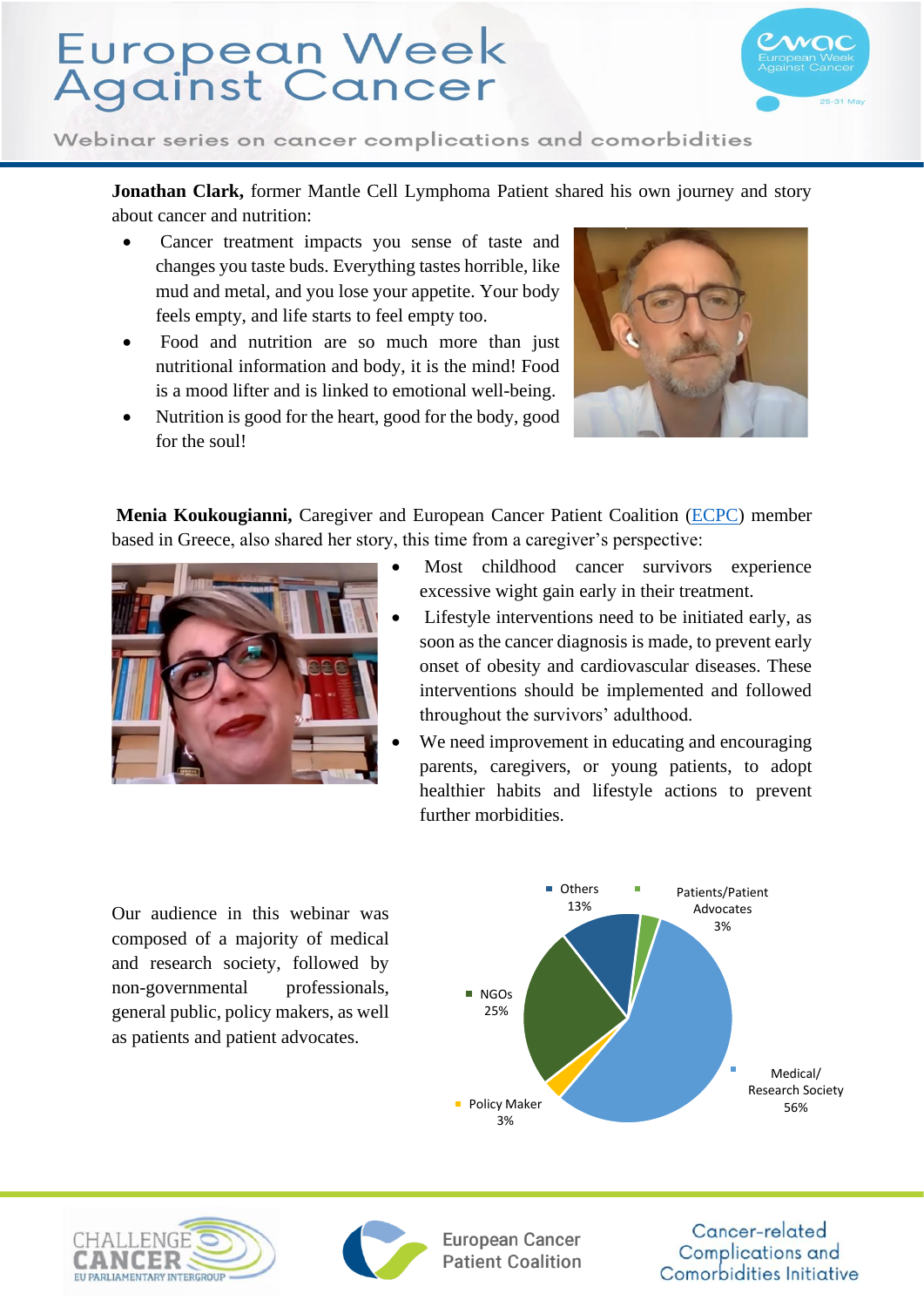**Jonathan Clark,** former Mantle Cell Lymphoma Patient shared his own journey and story about cancer and nutrition:

- Cancer treatment impacts you sense of taste and changes you taste buds. Everything tastes horrible, like mud and metal, and you lose your appetite. Your body feels empty, and life starts to feel empty too.
- Food and nutrition are so much more than just nutritional information and body, it is the mind! Food is a mood lifter and is linked to emotional well-being.
- Nutrition is good for the heart, good for the body, good for the soul!

**Menia Koukougianni,** Caregiver and European Cancer Patient Coalition (ECPC) member based in Greece, also shared her story, this time from a caregiver's perspective:

- Most childhood cancer survivors experience excessive wight gain early in their treatment.
- Lifestyle interventions need to be initiated early, as soon as the cancer diagnosis is made, to prevent early onset of obesity and cardiovascular diseases. These interventions should be implemented and followed throughout the survivors' adulthood.
- We need improvement in educating and encouraging parents, caregivers, or young patients, to adopt healthier habits and lifestyle actions to prevent further morbidities.

Our audience in this webinar was composed of a majority of medical and research society, followed by non-governmental professionals, general public, policy makers, as well as patients and patient advocates.

| Audience | Share |
|---|---|
| Medical/Research Society | 56% |
| NGOs | 25% |
| Others | 13% |
| Patients/Patient Advocates | 3% |
| Policy Maker | 3% |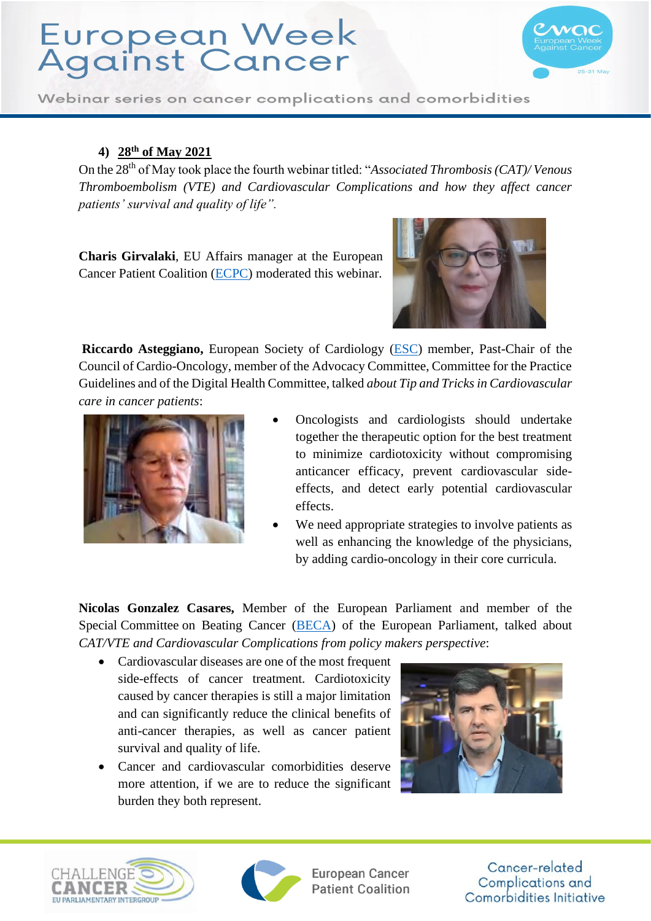4) **28th of May 2021**

On the 28th of May took place the fourth webinar titled: "*Associated Thrombosis (CAT)/ Venous Thromboembolism (VTE) and Cardiovascular Complications and how they affect cancer patients' survival and quality of life".*

**Charis Girvalaki**, EU Affairs manager at the European Cancer Patient Coalition (ECPC) moderated this webinar.

**Riccardo Asteggiano,** European Society of Cardiology (ESC) member, Past-Chair of the Council of Cardio-Oncology, member of the Advocacy Committee, Committee for the Practice Guidelines and of the Digital Health Committee, talked *about Tip and Tricks in Cardiovascular care in cancer patients*:

- Oncologists and cardiologists should undertake together the therapeutic option for the best treatment to minimize cardiotoxicity without compromising anticancer efficacy, prevent cardiovascular side-effects, and detect early potential cardiovascular effects.
- We need appropriate strategies to involve patients as well as enhancing the knowledge of the physicians, by adding cardio-oncology in their core curricula.

**Nicolas Gonzalez Casares,** Member of the European Parliament and member of the Special Committee on Beating Cancer (BECA) of the European Parliament, talked about *CAT/VTE and Cardiovascular Complications from policy makers perspective*:

- Cardiovascular diseases are one of the most frequent side-effects of cancer treatment. Cardiotoxicity caused by cancer therapies is still a major limitation and can significantly reduce the clinical benefits of anti-cancer therapies, as well as cancer patient survival and quality of life.
- Cancer and cardiovascular comorbidities deserve more attention, if we are to reduce the significant burden they both represent.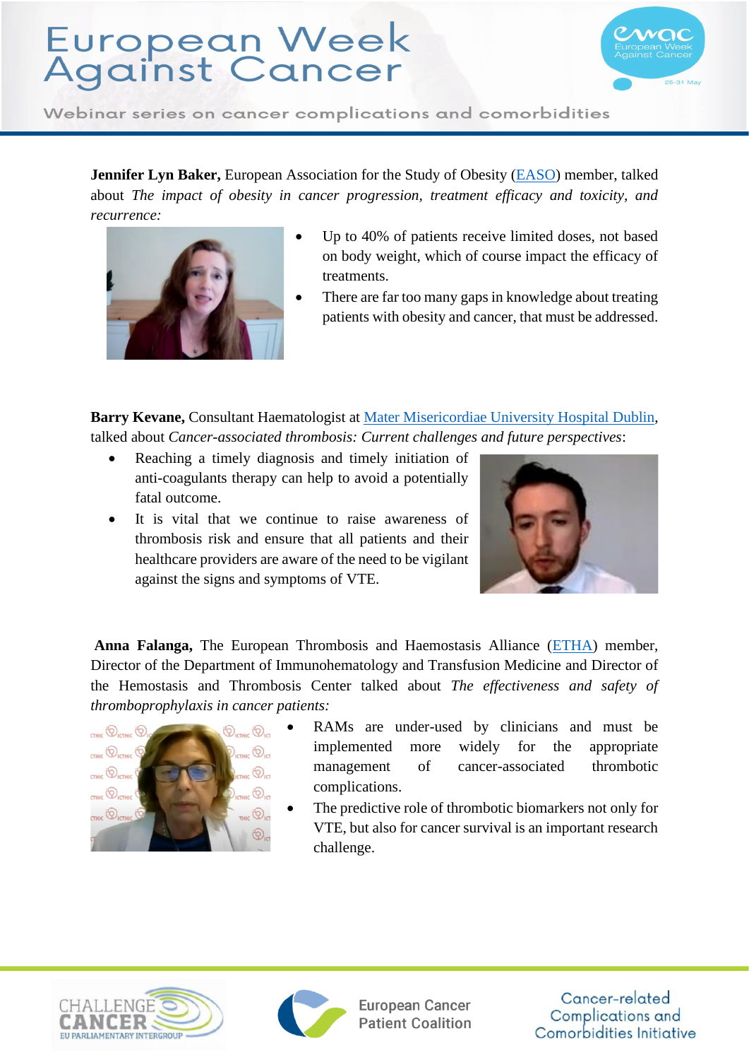**Jennifer Lyn Baker,** European Association for the Study of Obesity (EASO) member, talked about *The impact of obesity in cancer progression, treatment efficacy and toxicity, and recurrence:*

- Up to 40% of patients receive limited doses, not based on body weight, which of course impact the efficacy of treatments.
- There are far too many gaps in knowledge about treating patients with obesity and cancer, that must be addressed.

**Barry Kevane,** Consultant Haematologist at Mater Misericordiae University Hospital Dublin, talked about *Cancer-associated thrombosis: Current challenges and future perspectives*:

- Reaching a timely diagnosis and timely initiation of anti-coagulants therapy can help to avoid a potentially fatal outcome.
- It is vital that we continue to raise awareness of thrombosis risk and ensure that all patients and their healthcare providers are aware of the need to be vigilant against the signs and symptoms of VTE.

**Anna Falanga,** The European Thrombosis and Haemostasis Alliance (ETHA) member, Director of the Department of Immunohematology and Transfusion Medicine and Director of the Hemostasis and Thrombosis Center talked about *The effectiveness and safety of thromboprophylaxis in cancer patients:*

- RAMs are under-used by clinicians and must be implemented more widely for the appropriate management of cancer-associated thrombotic complications.
- The predictive role of thrombotic biomarkers not only for VTE, but also for cancer survival is an important research challenge.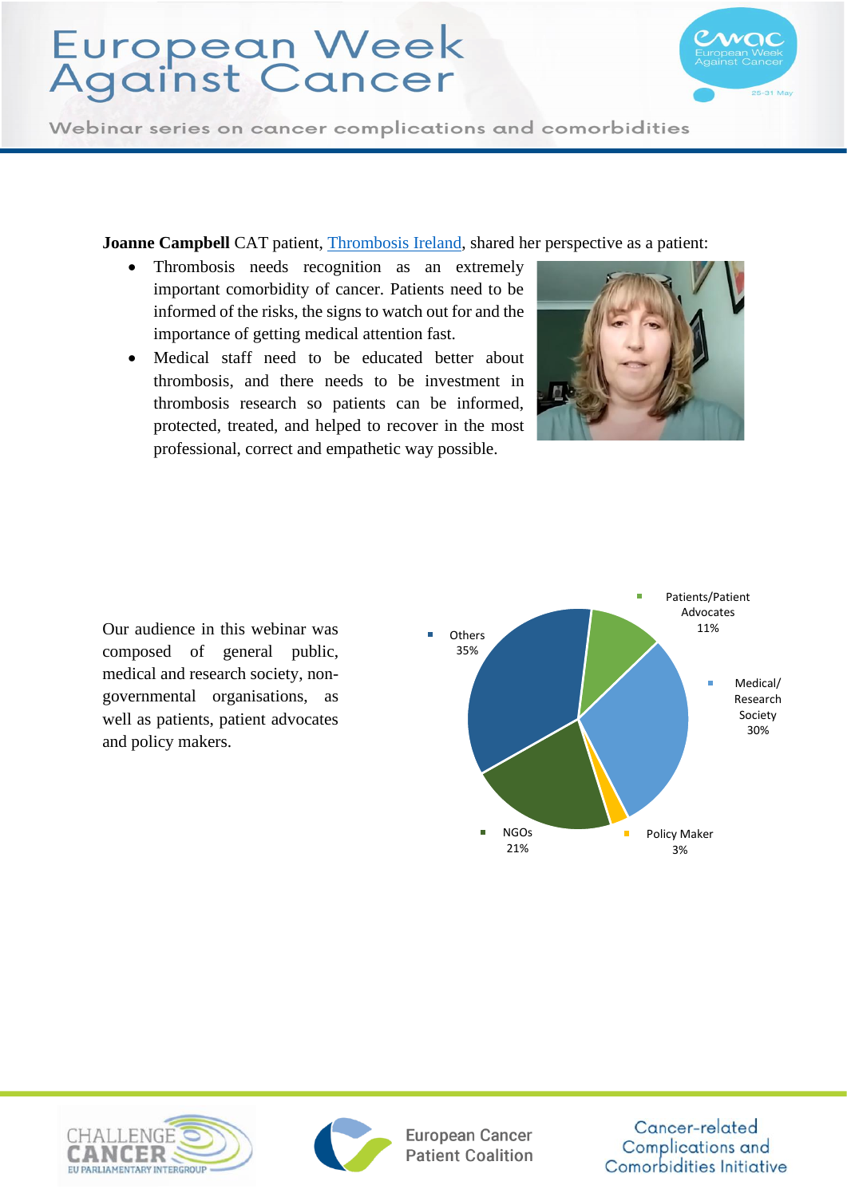**Joanne Campbell** CAT patient, Thrombosis Ireland, shared her perspective as a patient:

- Thrombosis needs recognition as an extremely important comorbidity of cancer. Patients need to be informed of the risks, the signs to watch out for and the importance of getting medical attention fast.
- Medical staff need to be educated better about thrombosis, and there needs to be investment in thrombosis research so patients can be informed, protected, treated, and helped to recover in the most professional, correct and empathetic way possible.

Our audience in this webinar was composed of general public, medical and research society, non-governmental organisations, as well as patients, patient advocates and policy makers.

| Audience | Share |
|---|---|
| Others | 35% |
| Patients/Patient Advocates | 11% |
| Medical/ Research Society | 30% |
| Policy Maker | 3% |
| NGOs | 21% |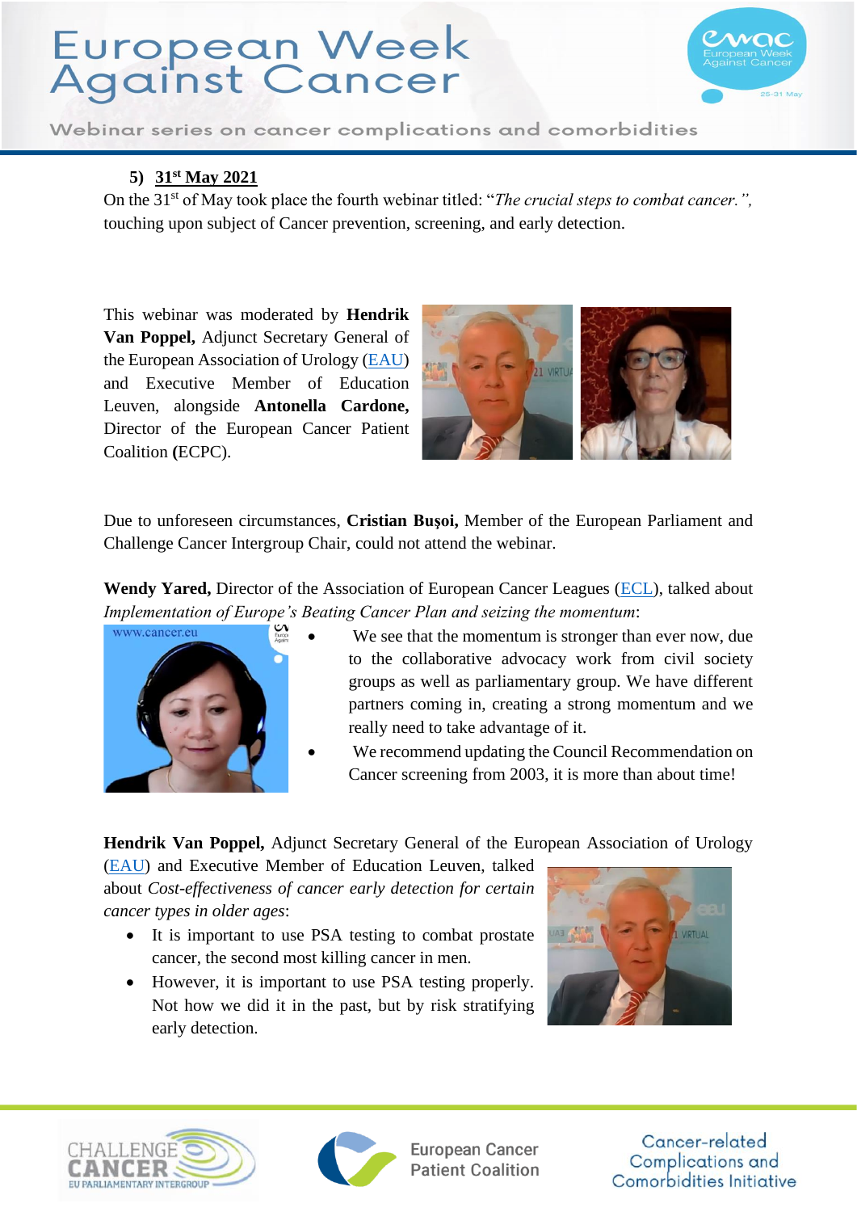5) **31st May 2021**

On the 31st of May took place the fourth webinar titled: "*The crucial steps to combat cancer.",* touching upon subject of Cancer prevention, screening, and early detection.

This webinar was moderated by **Hendrik Van Poppel,** Adjunct Secretary General of the European Association of Urology (EAU) and Executive Member of Education Leuven, alongside **Antonella Cardone,** Director of the European Cancer Patient Coalition **(**ECPC).

Due to unforeseen circumstances, **Cristian Bușoi,** Member of the European Parliament and Challenge Cancer Intergroup Chair, could not attend the webinar.

**Wendy Yared,** Director of the Association of European Cancer Leagues (ECL), talked about *Implementation of Europe's Beating Cancer Plan and seizing the momentum*:

- We see that the momentum is stronger than ever now, due to the collaborative advocacy work from civil society groups as well as parliamentary group. We have different partners coming in, creating a strong momentum and we really need to take advantage of it.
- We recommend updating the Council Recommendation on Cancer screening from 2003, it is more than about time!

**Hendrik Van Poppel,** Adjunct Secretary General of the European Association of Urology (EAU) and Executive Member of Education Leuven, talked about *Cost-effectiveness of cancer early detection for certain cancer types in older ages*:

- It is important to use PSA testing to combat prostate cancer, the second most killing cancer in men.
- However, it is important to use PSA testing properly. Not how we did it in the past, but by risk stratifying early detection.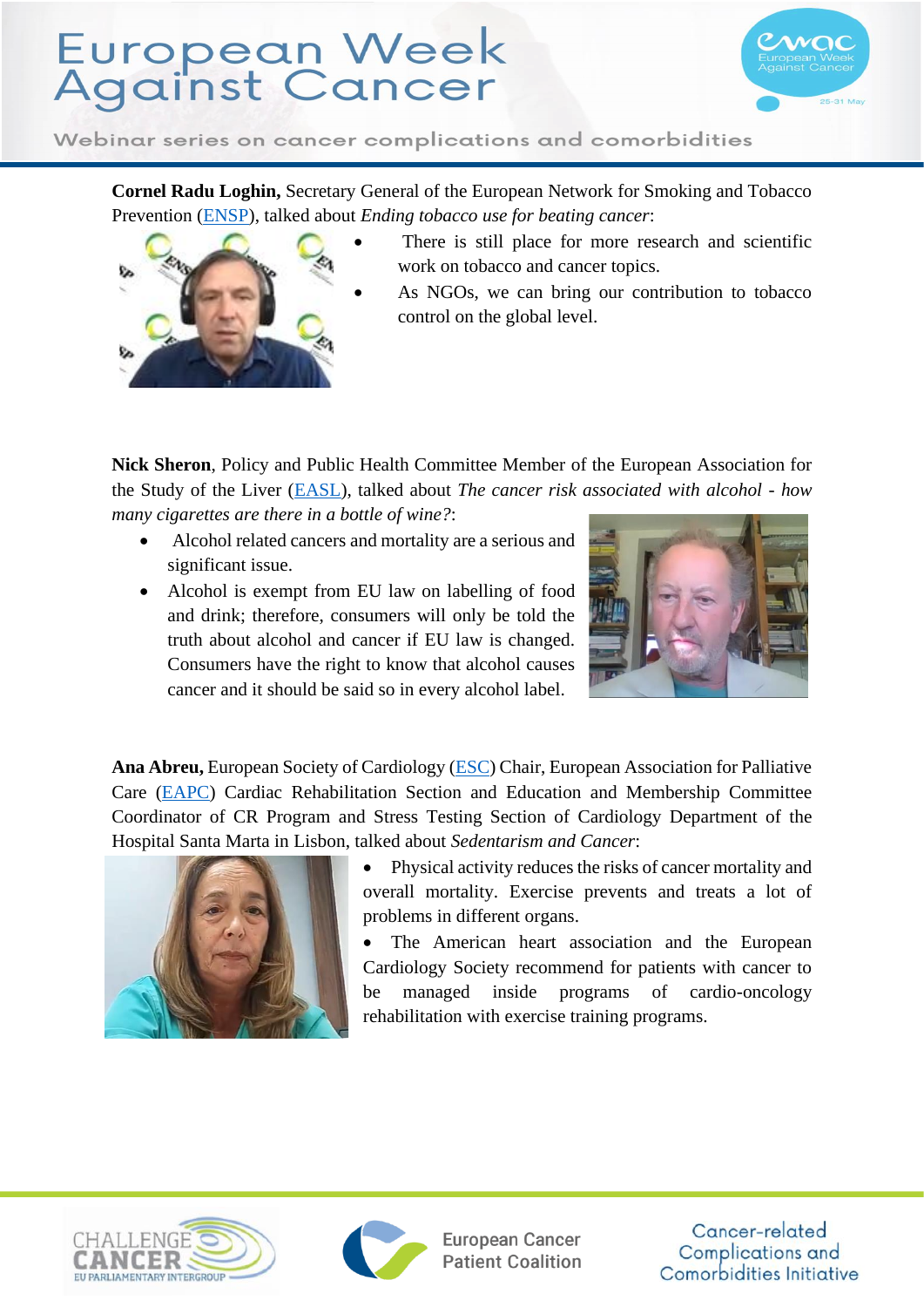**Cornel Radu Loghin,** Secretary General of the European Network for Smoking and Tobacco Prevention (ENSP), talked about *Ending tobacco use for beating cancer*:

- There is still place for more research and scientific work on tobacco and cancer topics.
- As NGOs, we can bring our contribution to tobacco control on the global level.

**Nick Sheron**, Policy and Public Health Committee Member of the European Association for the Study of the Liver (EASL), talked about *The cancer risk associated with alcohol - how many cigarettes are there in a bottle of wine?*:

- Alcohol related cancers and mortality are a serious and significant issue.
- Alcohol is exempt from EU law on labelling of food and drink; therefore, consumers will only be told the truth about alcohol and cancer if EU law is changed. Consumers have the right to know that alcohol causes cancer and it should be said so in every alcohol label.

**Ana Abreu,** European Society of Cardiology (ESC) Chair, European Association for Palliative Care (EAPC) Cardiac Rehabilitation Section and Education and Membership Committee Coordinator of CR Program and Stress Testing Section of Cardiology Department of the Hospital Santa Marta in Lisbon, talked about *Sedentarism and Cancer*:

- Physical activity reduces the risks of cancer mortality and overall mortality. Exercise prevents and treats a lot of problems in different organs.
- The American heart association and the European Cardiology Society recommend for patients with cancer to be managed inside programs of cardio-oncology rehabilitation with exercise training programs.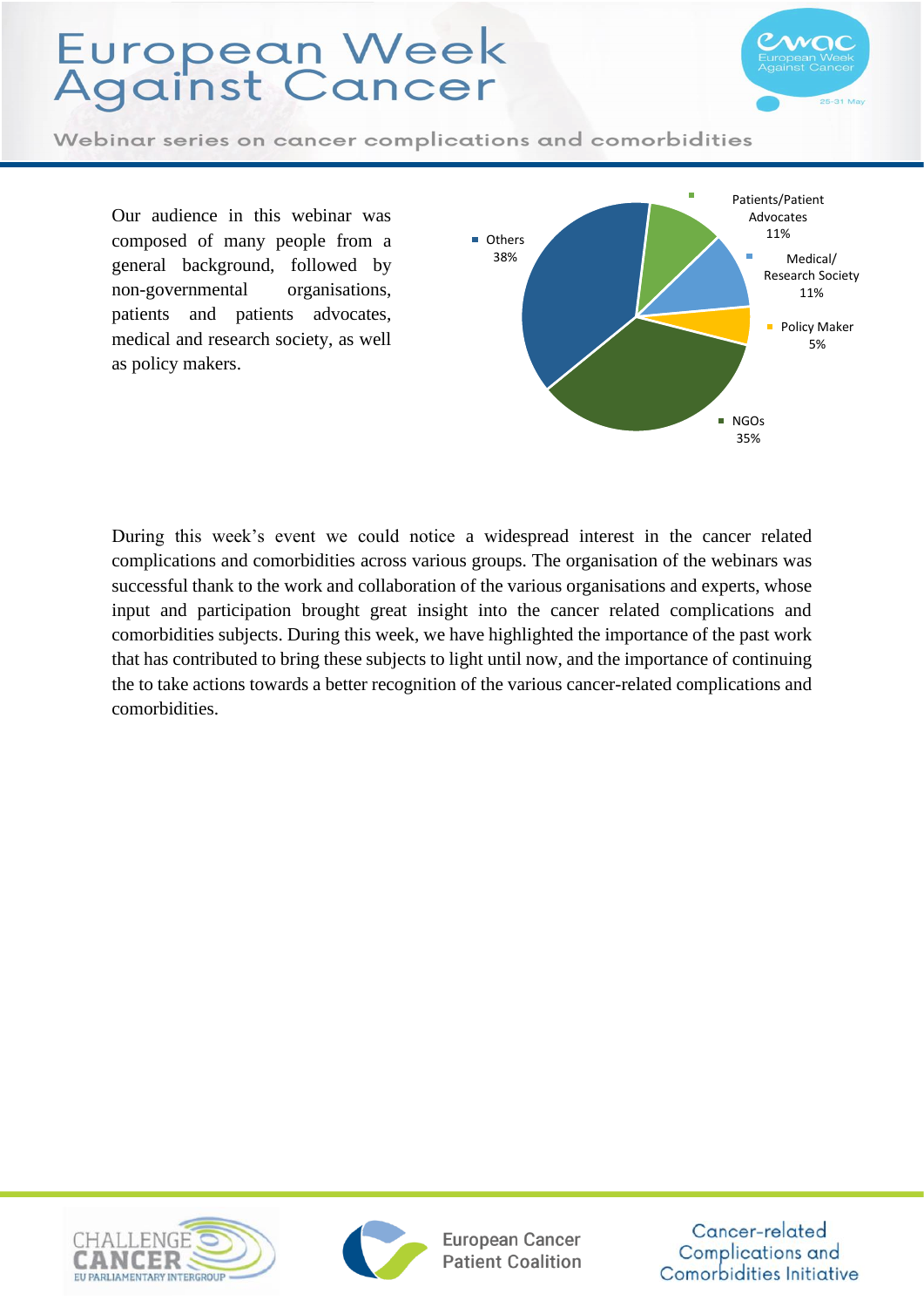Our audience in this webinar was composed of many people from a general background, followed by non-governmental organisations, patients and patients advocates, medical and research society, as well as policy makers.

Others
38%

Patients/Patient Advocates
11%

Medical/ Research Society
11%

Policy Maker
5%

NGOs
35%

During this week's event we could notice a widespread interest in the cancer related complications and comorbidities across various groups. The organisation of the webinars was successful thank to the work and collaboration of the various organisations and experts, whose input and participation brought great insight into the cancer related complications and comorbidities subjects. During this week, we have highlighted the importance of the past work that has contributed to bring these subjects to light until now, and the importance of continuing the to take actions towards a better recognition of the various cancer-related complications and comorbidities.